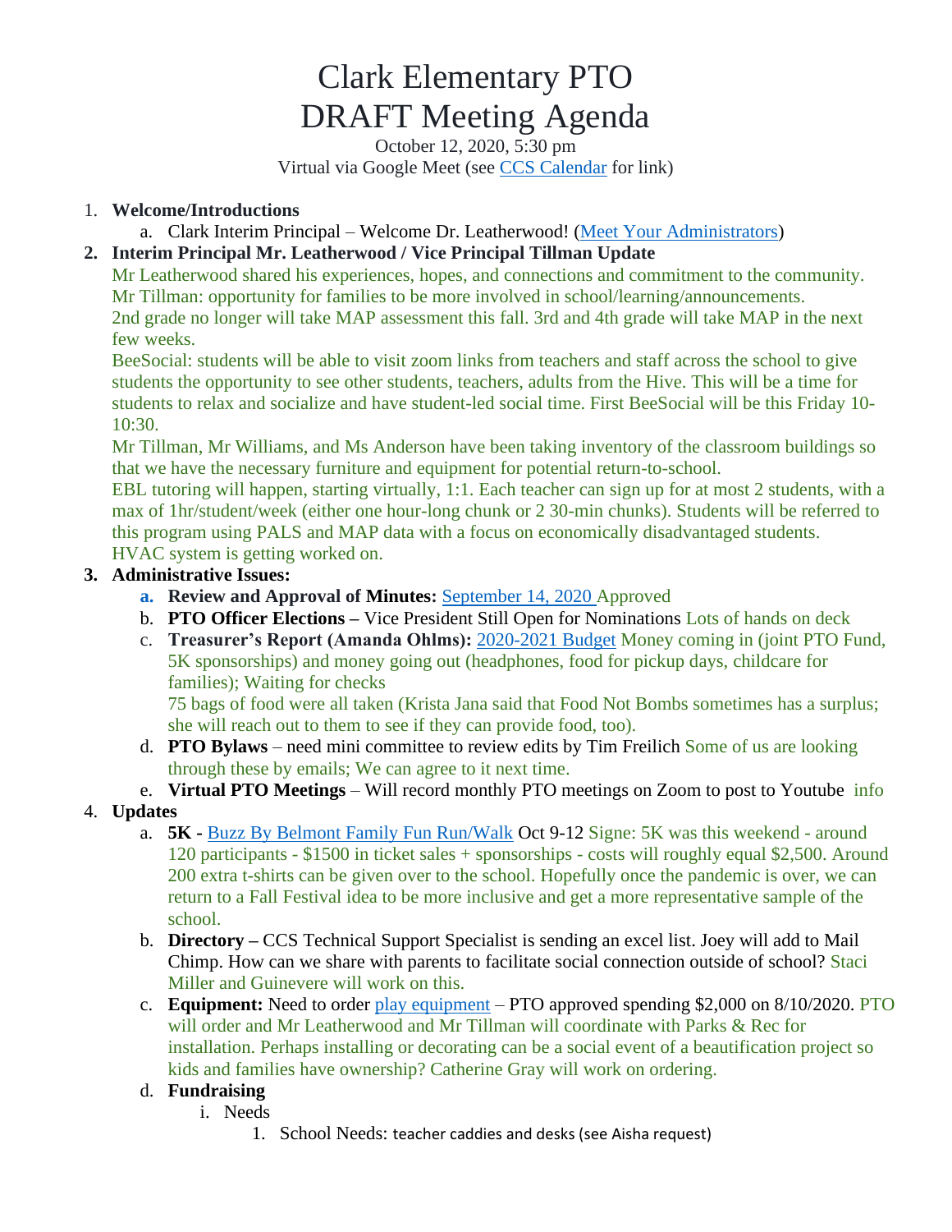# Clark Elementary PTO
# DRAFT Meeting Agenda

October 12, 2020, 5:30 pm
Virtual via Google Meet (see CCS Calendar for link)

1. **Welcome/Introductions**
   a. Clark Interim Principal – Welcome Dr. Leatherwood! (Meet Your Administrators)
2. **Interim Principal Mr. Leatherwood / Vice Principal Tillman Update**
   Mr Leatherwood shared his experiences, hopes, and connections and commitment to the community.
   Mr Tillman: opportunity for families to be more involved in school/learning/announcements.
   2nd grade no longer will take MAP assessment this fall. 3rd and 4th grade will take MAP in the next few weeks.
   BeeSocial: students will be able to visit zoom links from teachers and staff across the school to give students the opportunity to see other students, teachers, adults from the Hive. This will be a time for students to relax and socialize and have student-led social time. First BeeSocial will be this Friday 10-10:30.
   Mr Tillman, Mr Williams, and Ms Anderson have been taking inventory of the classroom buildings so that we have the necessary furniture and equipment for potential return-to-school.
   EBL tutoring will happen, starting virtually, 1:1. Each teacher can sign up for at most 2 students, with a max of 1hr/student/week (either one hour-long chunk or 2 30-min chunks). Students will be referred to this program using PALS and MAP data with a focus on economically disadvantaged students.
   HVAC system is getting worked on.
3. **Administrative Issues:**
   a. **Review and Approval of Minutes:** September 14, 2020 Approved
   b. **PTO Officer Elections –** Vice President Still Open for Nominations Lots of hands on deck
   c. **Treasurer's Report (Amanda Ohlms):** 2020-2021 Budget Money coming in (joint PTO Fund, 5K sponsorships) and money going out (headphones, food for pickup days, childcare for families); Waiting for checks
      75 bags of food were all taken (Krista Jana said that Food Not Bombs sometimes has a surplus; she will reach out to them to see if they can provide food, too).
   d. **PTO Bylaws** – need mini committee to review edits by Tim Freilich Some of us are looking through these by emails; We can agree to it next time.
   e. **Virtual PTO Meetings** – Will record monthly PTO meetings on Zoom to post to Youtube info
4. **Updates**
   a. **5K -** Buzz By Belmont Family Fun Run/Walk Oct 9-12 Signe: 5K was this weekend - around 120 participants - $1500 in ticket sales + sponsorships - costs will roughly equal $2,500. Around 200 extra t-shirts can be given over to the school. Hopefully once the pandemic is over, we can return to a Fall Festival idea to be more inclusive and get a more representative sample of the school.
   b. **Directory –** CCS Technical Support Specialist is sending an excel list. Joey will add to Mail Chimp. How can we share with parents to facilitate social connection outside of school? Staci Miller and Guinevere will work on this.
   c. **Equipment:** Need to order play equipment – PTO approved spending $2,000 on 8/10/2020. PTO will order and Mr Leatherwood and Mr Tillman will coordinate with Parks & Rec for installation. Perhaps installing or decorating can be a social event of a beautification project so kids and families have ownership? Catherine Gray will work on ordering.
   d. **Fundraising**
      i. Needs
         1. School Needs: teacher caddies and desks (see Aisha request)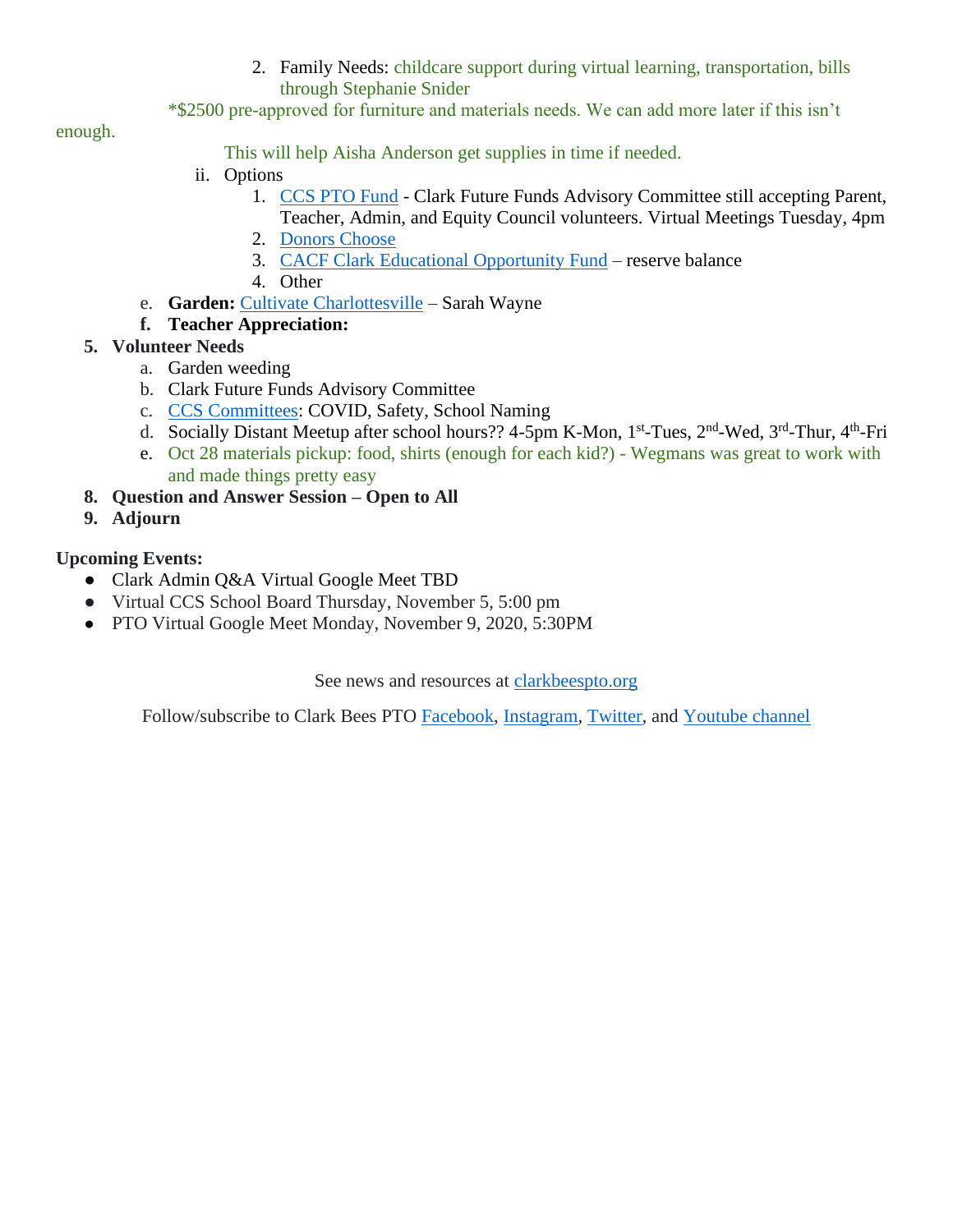2. Family Needs: childcare support during virtual learning, transportation, bills through Stephanie Snider

*$2500 pre-approved for furniture and materials needs. We can add more later if this isn't enough.

This will help Aisha Anderson get supplies in time if needed.

ii. Options
1. CCS PTO Fund - Clark Future Funds Advisory Committee still accepting Parent, Teacher, Admin, and Equity Council volunteers. Virtual Meetings Tuesday, 4pm
2. Donors Choose
3. CACF Clark Educational Opportunity Fund – reserve balance
4. Other

e. **Garden:** Cultivate Charlottesville – Sarah Wayne

f. **Teacher Appreciation:**

5. **Volunteer Needs**
   a. Garden weeding
   b. Clark Future Funds Advisory Committee
   c. CCS Committees: COVID, Safety, School Naming
   d. Socially Distant Meetup after school hours?? 4-5pm K-Mon, 1st-Tues, 2nd-Wed, 3rd-Thur, 4th-Fri
   e. Oct 28 materials pickup: food, shirts (enough for each kid?) - Wegmans was great to work with and made things pretty easy

8. **Question and Answer Session – Open to All**
9. **Adjourn**

**Upcoming Events:**

- Clark Admin Q&A Virtual Google Meet TBD
- Virtual CCS School Board Thursday, November 5, 5:00 pm
- PTO Virtual Google Meet Monday, November 9, 2020, 5:30PM

See news and resources at clarkbeespto.org

Follow/subscribe to Clark Bees PTO Facebook, Instagram, Twitter, and Youtube channel